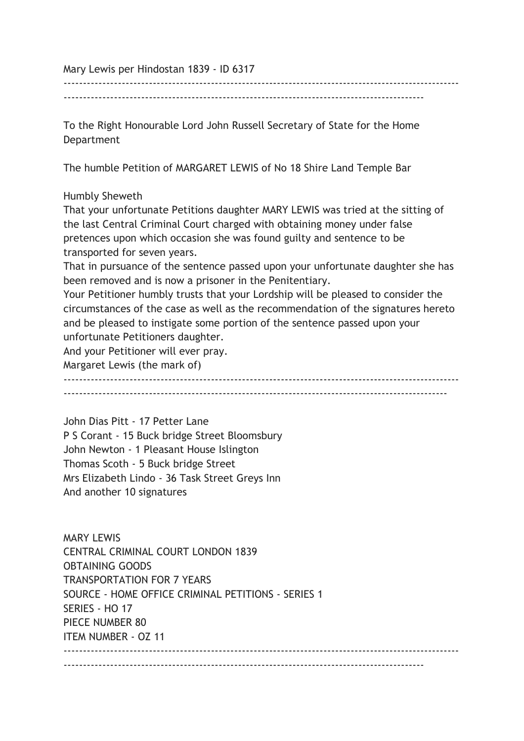Mary Lewis per Hindostan 1839 - ID 6317

---

To the Right Honourable Lord John Russell Secretary of State for the Home Department

The humble Petition of MARGARET LEWIS of No 18 Shire Land Temple Bar

Humbly Sheweth
That your unfortunate Petitions daughter MARY LEWIS was tried at the sitting of the last Central Criminal Court charged with obtaining money under false pretences upon which occasion she was found guilty and sentence to be transported for seven years.
That in pursuance of the sentence passed upon your unfortunate daughter she has been removed and is now a prisoner in the Penitentiary.
Your Petitioner humbly trusts that your Lordship will be pleased to consider the circumstances of the case as well as the recommendation of the signatures hereto and be pleased to instigate some portion of the sentence passed upon your unfortunate Petitioners daughter.
And your Petitioner will ever pray.
Margaret Lewis (the mark of)

---

John Dias Pitt - 17 Petter Lane
P S Corant - 15 Buck bridge Street Bloomsbury
John Newton - 1 Pleasant House Islington
Thomas Scoth - 5 Buck bridge Street
Mrs Elizabeth Lindo - 36 Task Street Greys Inn
And another 10 signatures

MARY LEWIS
CENTRAL CRIMINAL COURT LONDON 1839
OBTAINING GOODS
TRANSPORTATION FOR 7 YEARS
SOURCE - HOME OFFICE CRIMINAL PETITIONS - SERIES 1
SERIES - HO 17
PIECE NUMBER 80
ITEM NUMBER - OZ 11

---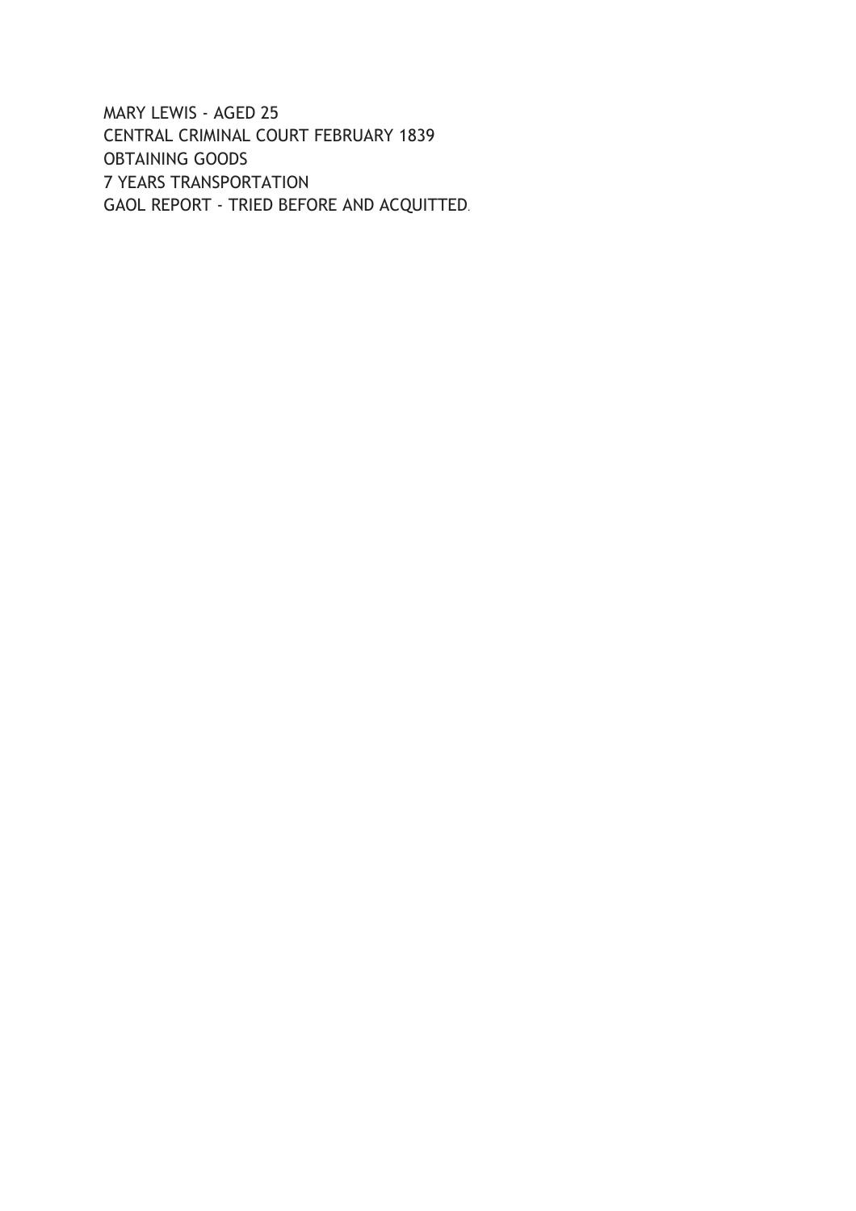MARY LEWIS - AGED 25
CENTRAL CRIMINAL COURT FEBRUARY 1839
OBTAINING GOODS
7 YEARS TRANSPORTATION
GAOL REPORT - TRIED BEFORE AND ACQUITTED.